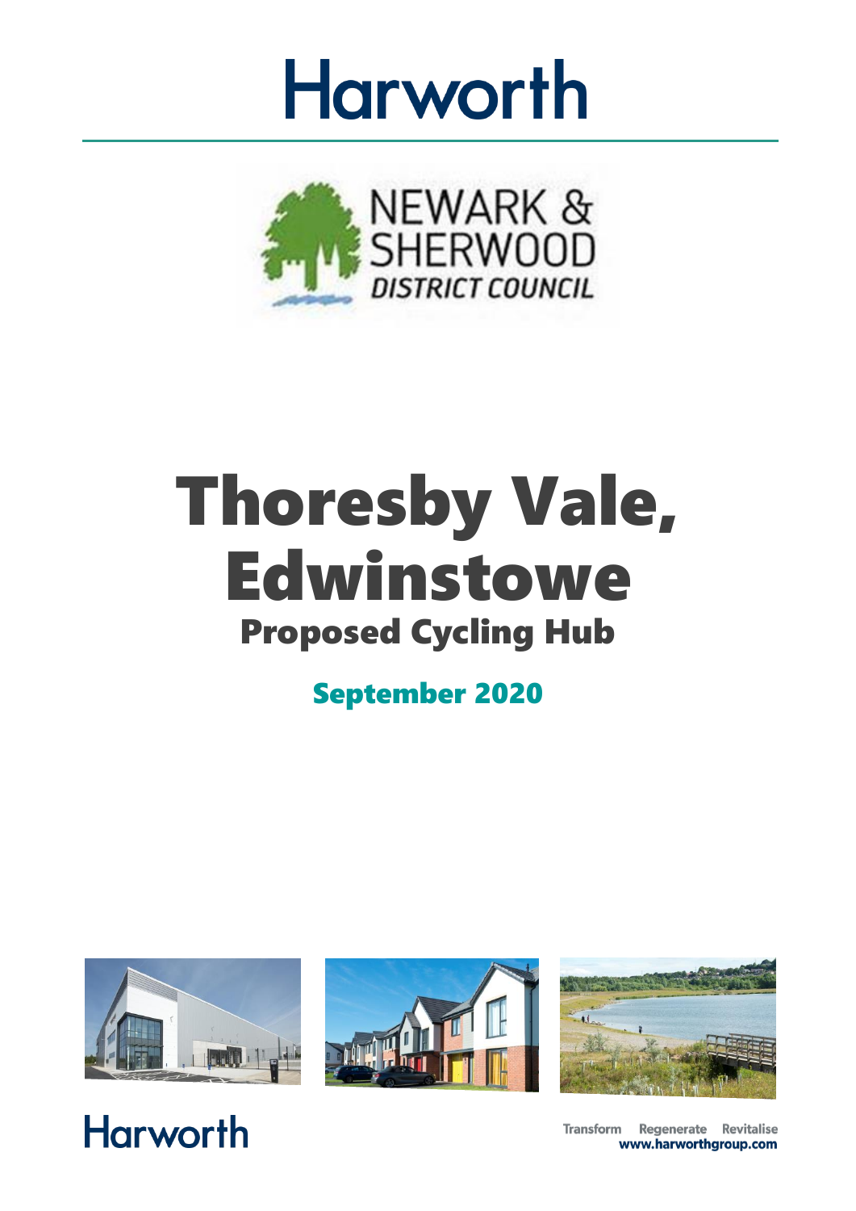# Harworth

NEWARK & SHERWOOD DISTRICT COUNCIL

# Thoresby Vale, Edwinstowe

## Proposed Cycling Hub

**September 2020**

Harworth

Transform Regenerate Revitalise
**www.harworthgroup.com**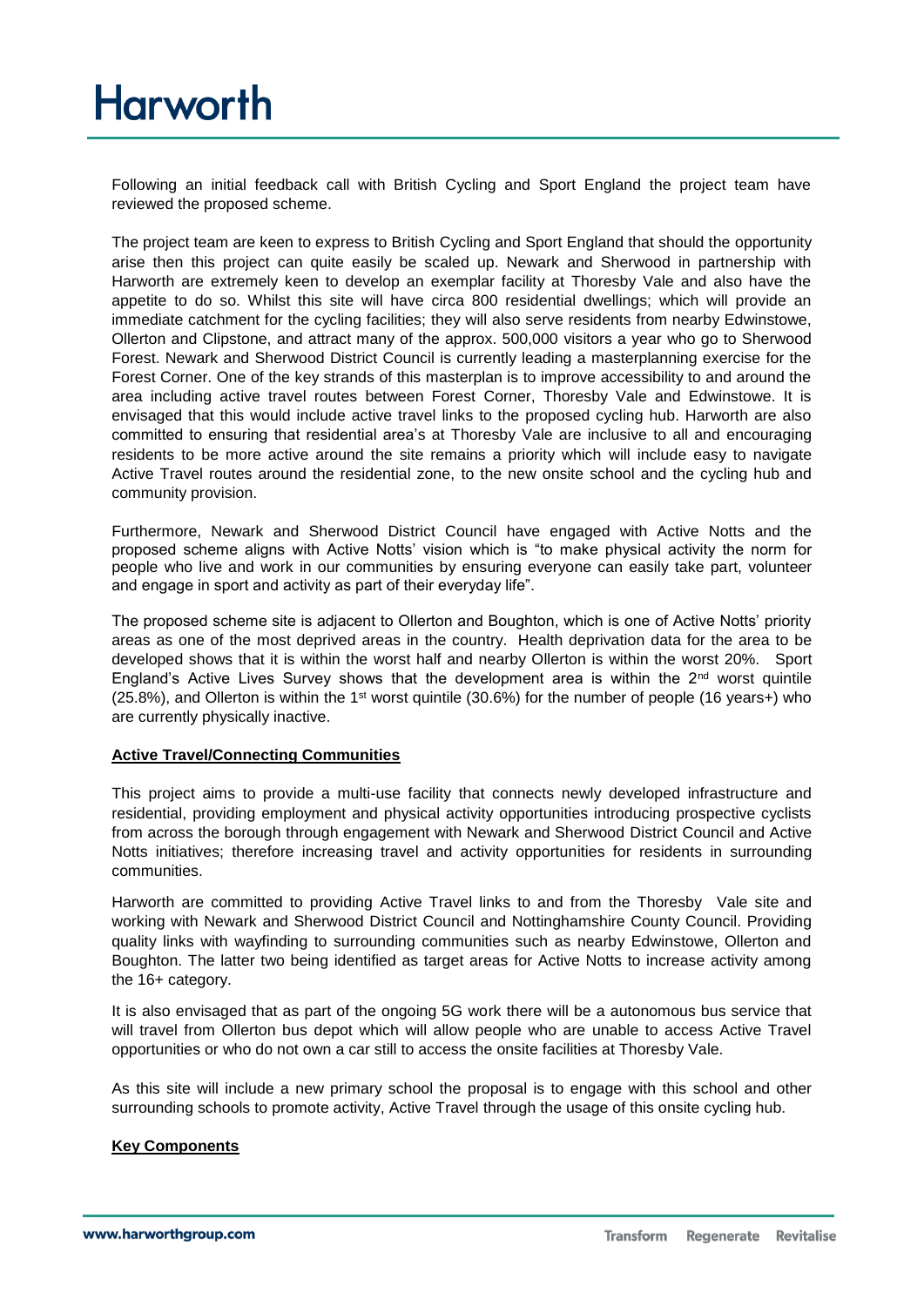Following an initial feedback call with British Cycling and Sport England the project team have reviewed the proposed scheme.

The project team are keen to express to British Cycling and Sport England that should the opportunity arise then this project can quite easily be scaled up. Newark and Sherwood in partnership with Harworth are extremely keen to develop an exemplar facility at Thoresby Vale and also have the appetite to do so. Whilst this site will have circa 800 residential dwellings; which will provide an immediate catchment for the cycling facilities; they will also serve residents from nearby Edwinstowe, Ollerton and Clipstone, and attract many of the approx. 500,000 visitors a year who go to Sherwood Forest. Newark and Sherwood District Council is currently leading a masterplanning exercise for the Forest Corner. One of the key strands of this masterplan is to improve accessibility to and around the area including active travel routes between Forest Corner, Thoresby Vale and Edwinstowe. It is envisaged that this would include active travel links to the proposed cycling hub. Harworth are also committed to ensuring that residential area's at Thoresby Vale are inclusive to all and encouraging residents to be more active around the site remains a priority which will include easy to navigate Active Travel routes around the residential zone, to the new onsite school and the cycling hub and community provision.

Furthermore, Newark and Sherwood District Council have engaged with Active Notts and the proposed scheme aligns with Active Notts' vision which is "to make physical activity the norm for people who live and work in our communities by ensuring everyone can easily take part, volunteer and engage in sport and activity as part of their everyday life".

The proposed scheme site is adjacent to Ollerton and Boughton, which is one of Active Notts' priority areas as one of the most deprived areas in the country. Health deprivation data for the area to be developed shows that it is within the worst half and nearby Ollerton is within the worst 20%. Sport England's Active Lives Survey shows that the development area is within the 2nd worst quintile (25.8%), and Ollerton is within the 1st worst quintile (30.6%) for the number of people (16 years+) who are currently physically inactive.

**Active Travel/Connecting Communities**

This project aims to provide a multi-use facility that connects newly developed infrastructure and residential, providing employment and physical activity opportunities introducing prospective cyclists from across the borough through engagement with Newark and Sherwood District Council and Active Notts initiatives; therefore increasing travel and activity opportunities for residents in surrounding communities.

Harworth are committed to providing Active Travel links to and from the Thoresby Vale site and working with Newark and Sherwood District Council and Nottinghamshire County Council. Providing quality links with wayfinding to surrounding communities such as nearby Edwinstowe, Ollerton and Boughton. The latter two being identified as target areas for Active Notts to increase activity among the 16+ category.

It is also envisaged that as part of the ongoing 5G work there will be a autonomous bus service that will travel from Ollerton bus depot which will allow people who are unable to access Active Travel opportunities or who do not own a car still to access the onsite facilities at Thoresby Vale.

As this site will include a new primary school the proposal is to engage with this school and other surrounding schools to promote activity, Active Travel through the usage of this onsite cycling hub.

**Key Components**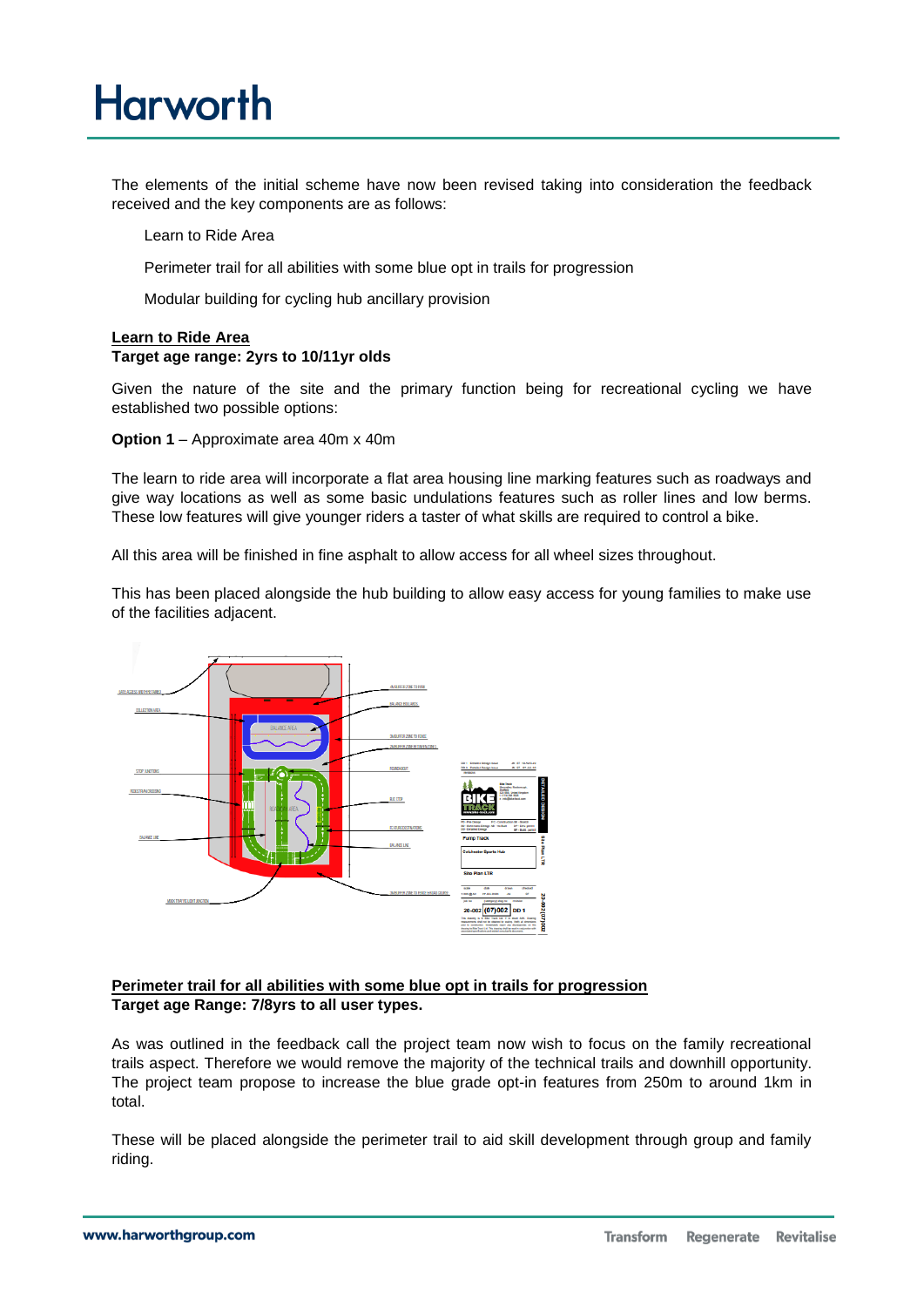The elements of the initial scheme have now been revised taking into consideration the feedback received and the key components are as follows:

Learn to Ride Area

Perimeter trail for all abilities with some blue opt in trails for progression

Modular building for cycling hub ancillary provision

**<u>Learn to Ride Area</u>**
**Target age range: 2yrs to 10/11yr olds**

Given the nature of the site and the primary function being for recreational cycling we have established two possible options:

**Option 1** – Approximate area 40m x 40m

The learn to ride area will incorporate a flat area housing line marking features such as roadways and give way locations as well as some basic undulations features such as roller lines and low berms. These low features will give younger riders a taster of what skills are required to control a bike.

All this area will be finished in fine asphalt to allow access for all wheel sizes throughout.

This has been placed alongside the hub building to allow easy access for young families to make use of the facilities adjacent.

**<u>Perimeter trail for all abilities with some blue opt in trails for progression</u>**
**Target age Range: 7/8yrs to all user types.**

As was outlined in the feedback call the project team now wish to focus on the family recreational trails aspect. Therefore we would remove the majority of the technical trails and downhill opportunity. The project team propose to increase the blue grade opt-in features from 250m to around 1km in total.

These will be placed alongside the perimeter trail to aid skill development through group and family riding.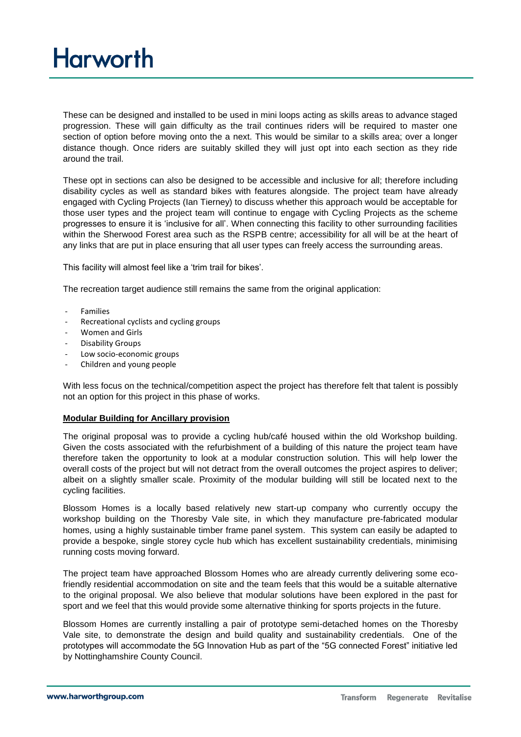These can be designed and installed to be used in mini loops acting as skills areas to advance staged progression. These will gain difficulty as the trail continues riders will be required to master one section of option before moving onto the a next. This would be similar to a skills area; over a longer distance though. Once riders are suitably skilled they will just opt into each section as they ride around the trail.

These opt in sections can also be designed to be accessible and inclusive for all; therefore including disability cycles as well as standard bikes with features alongside. The project team have already engaged with Cycling Projects (Ian Tierney) to discuss whether this approach would be acceptable for those user types and the project team will continue to engage with Cycling Projects as the scheme progresses to ensure it is 'inclusive for all'. When connecting this facility to other surrounding facilities within the Sherwood Forest area such as the RSPB centre; accessibility for all will be at the heart of any links that are put in place ensuring that all user types can freely access the surrounding areas.

This facility will almost feel like a 'trim trail for bikes'.

The recreation target audience still remains the same from the original application:

- Families
- Recreational cyclists and cycling groups
- Women and Girls
- Disability Groups
- Low socio-economic groups
- Children and young people

With less focus on the technical/competition aspect the project has therefore felt that talent is possibly not an option for this project in this phase of works.

**Modular Building for Ancillary provision**

The original proposal was to provide a cycling hub/café housed within the old Workshop building. Given the costs associated with the refurbishment of a building of this nature the project team have therefore taken the opportunity to look at a modular construction solution. This will help lower the overall costs of the project but will not detract from the overall outcomes the project aspires to deliver; albeit on a slightly smaller scale. Proximity of the modular building will still be located next to the cycling facilities.

Blossom Homes is a locally based relatively new start-up company who currently occupy the workshop building on the Thoresby Vale site, in which they manufacture pre-fabricated modular homes, using a highly sustainable timber frame panel system. This system can easily be adapted to provide a bespoke, single storey cycle hub which has excellent sustainability credentials, minimising running costs moving forward.

The project team have approached Blossom Homes who are already currently delivering some eco-friendly residential accommodation on site and the team feels that this would be a suitable alternative to the original proposal. We also believe that modular solutions have been explored in the past for sport and we feel that this would provide some alternative thinking for sports projects in the future.

Blossom Homes are currently installing a pair of prototype semi-detached homes on the Thoresby Vale site, to demonstrate the design and build quality and sustainability credentials. One of the prototypes will accommodate the 5G Innovation Hub as part of the "5G connected Forest" initiative led by Nottinghamshire County Council.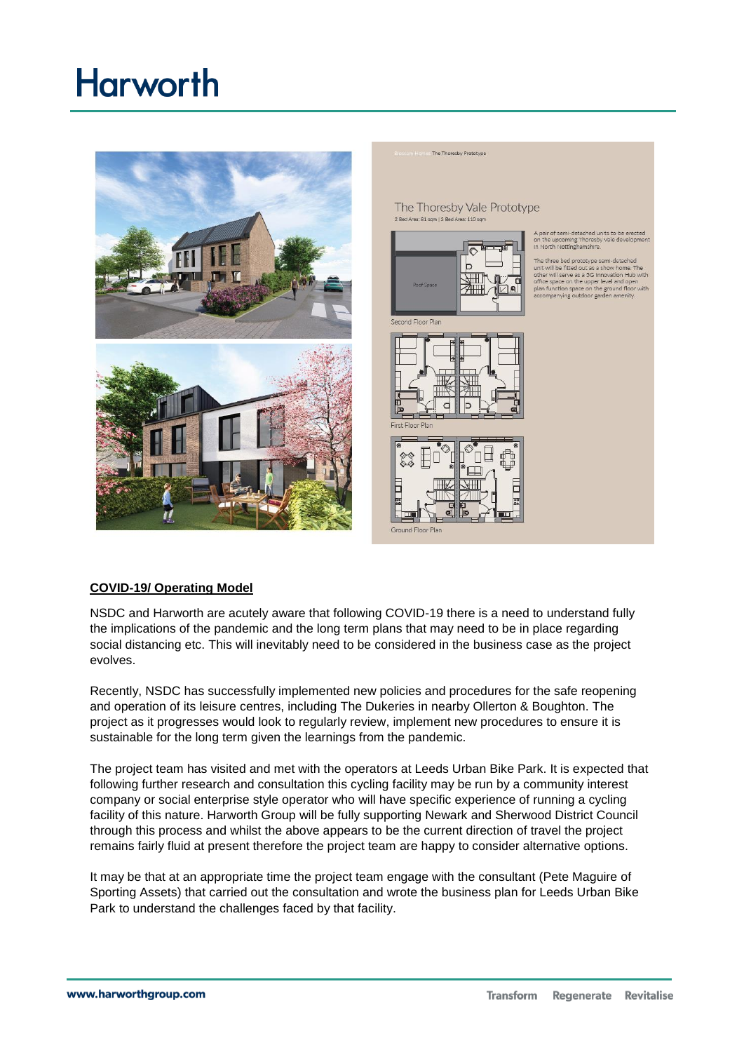## COVID-19/ Operating Model

NSDC and Harworth are acutely aware that following COVID-19 there is a need to understand fully the implications of the pandemic and the long term plans that may need to be in place regarding social distancing etc. This will inevitably need to be considered in the business case as the project evolves.

Recently, NSDC has successfully implemented new policies and procedures for the safe reopening and operation of its leisure centres, including The Dukeries in nearby Ollerton & Boughton. The project as it progresses would look to regularly review, implement new procedures to ensure it is sustainable for the long term given the learnings from the pandemic.

The project team has visited and met with the operators at Leeds Urban Bike Park. It is expected that following further research and consultation this cycling facility may be run by a community interest company or social enterprise style operator who will have specific experience of running a cycling facility of this nature. Harworth Group will be fully supporting Newark and Sherwood District Council through this process and whilst the above appears to be the current direction of travel the project remains fairly fluid at present therefore the project team are happy to consider alternative options.

It may be that at an appropriate time the project team engage with the consultant (Pete Maguire of Sporting Assets) that carried out the consultation and wrote the business plan for Leeds Urban Bike Park to understand the challenges faced by that facility.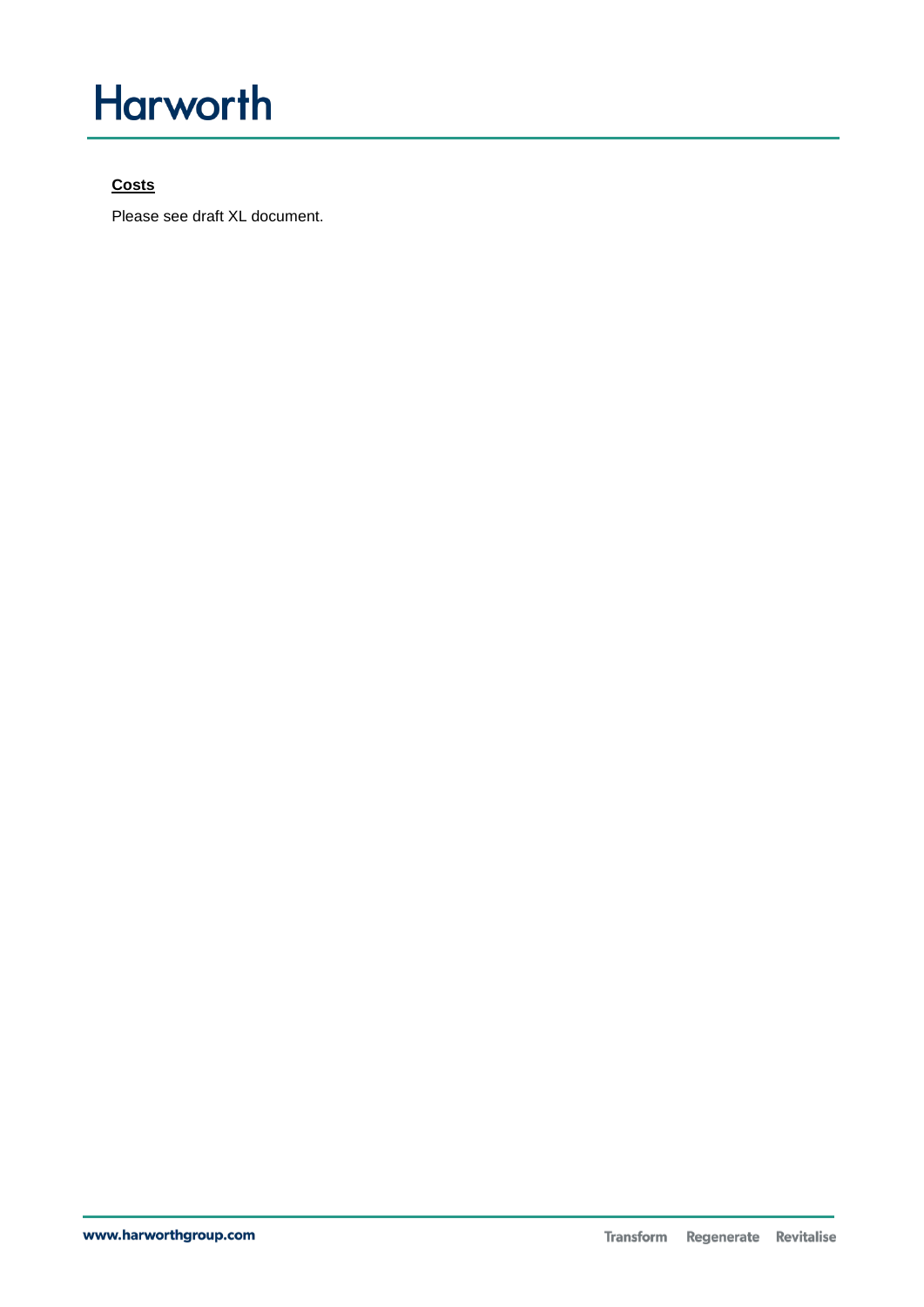**Costs**

Please see draft XL document.